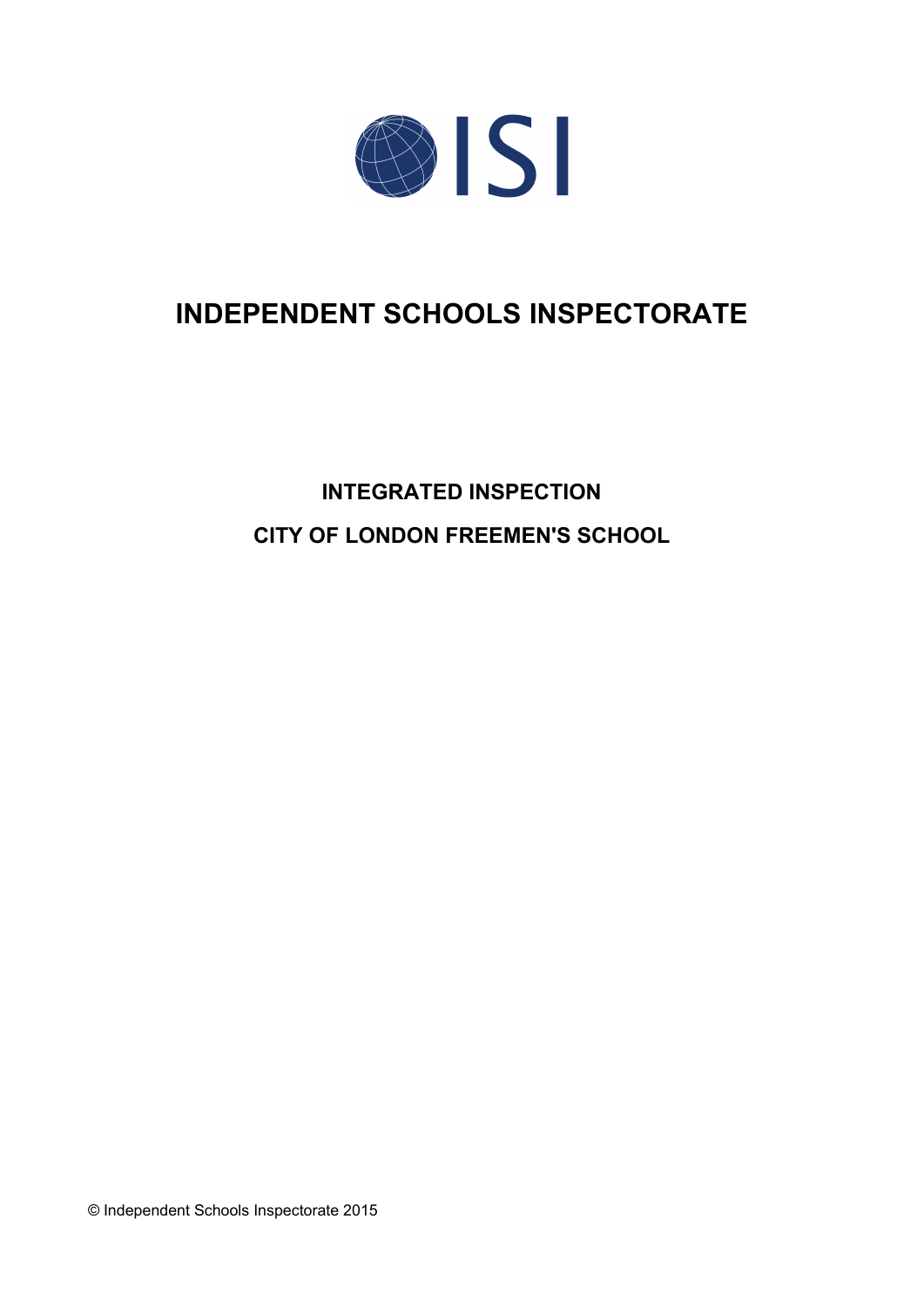ISI

# INDEPENDENT SCHOOLS INSPECTORATE

## INTEGRATED INSPECTION

## CITY OF LONDON FREEMEN'S SCHOOL

© Independent Schools Inspectorate 2015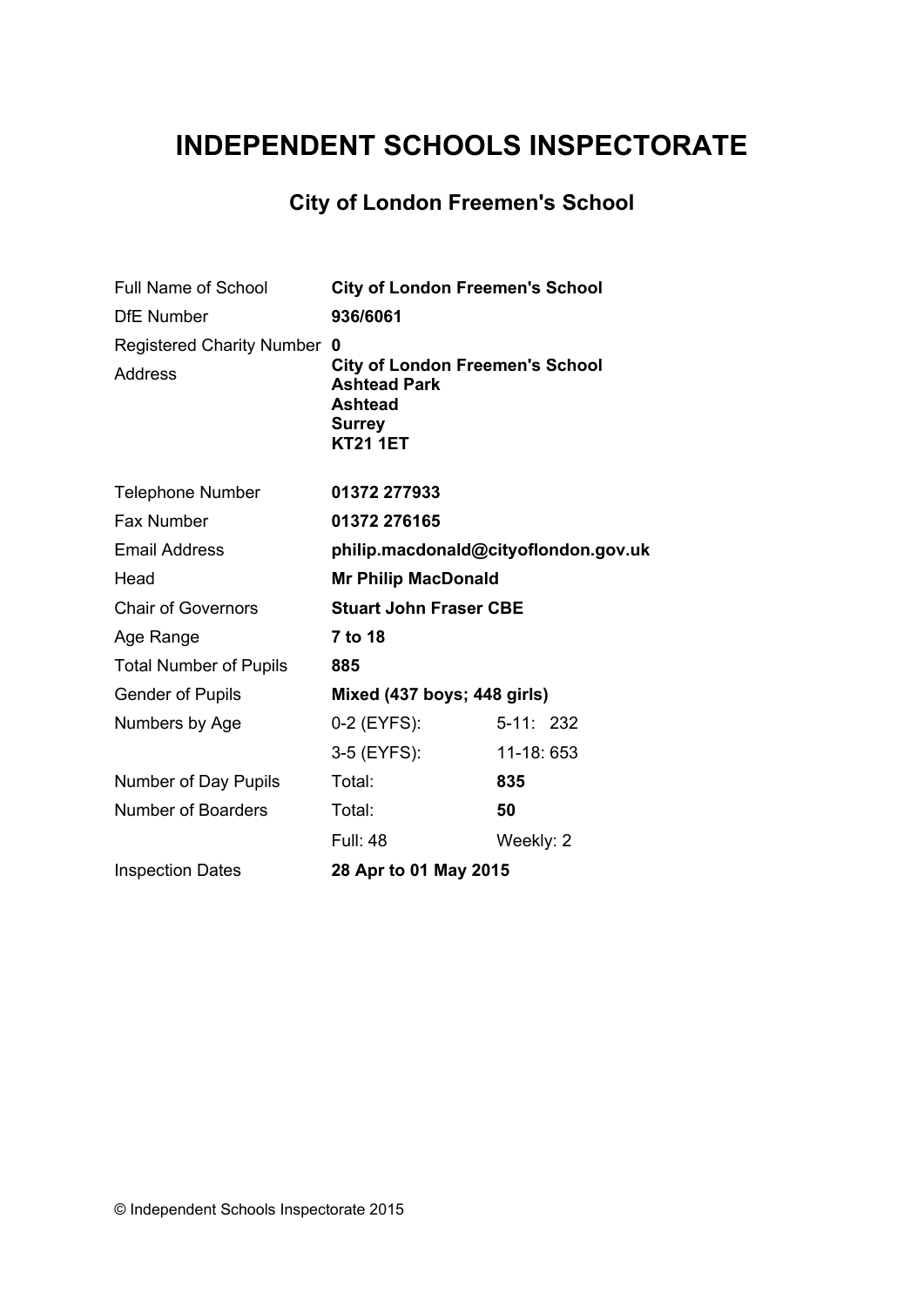# INDEPENDENT SCHOOLS INSPECTORATE

## City of London Freemen's School

| | | |
|---|---|---|
| Full Name of School | **City of London Freemen's School** | |
| DfE Number | **936/6061** | |
| Registered Charity Number | **0** | |
| Address | **City of London Freemen's School<br>Ashtead Park<br>Ashtead<br>Surrey<br>KT21 1ET** | |
| Telephone Number | **01372 277933** | |
| Fax Number | **01372 276165** | |
| Email Address | **philip.macdonald@cityoflondon.gov.uk** | |
| Head | **Mr Philip MacDonald** | |
| Chair of Governors | **Stuart John Fraser CBE** | |
| Age Range | **7 to 18** | |
| Total Number of Pupils | **885** | |
| Gender of Pupils | **Mixed (437 boys; 448 girls)** | |
| Numbers by Age | 0-2 (EYFS): | 5-11: 232 |
| | 3-5 (EYFS): | 11-18: 653 |
| Number of Day Pupils | Total: | **835** |
| Number of Boarders | Total: | **50** |
| | Full: 48 | Weekly: 2 |
| Inspection Dates | **28 Apr to 01 May 2015** | |

© Independent Schools Inspectorate 2015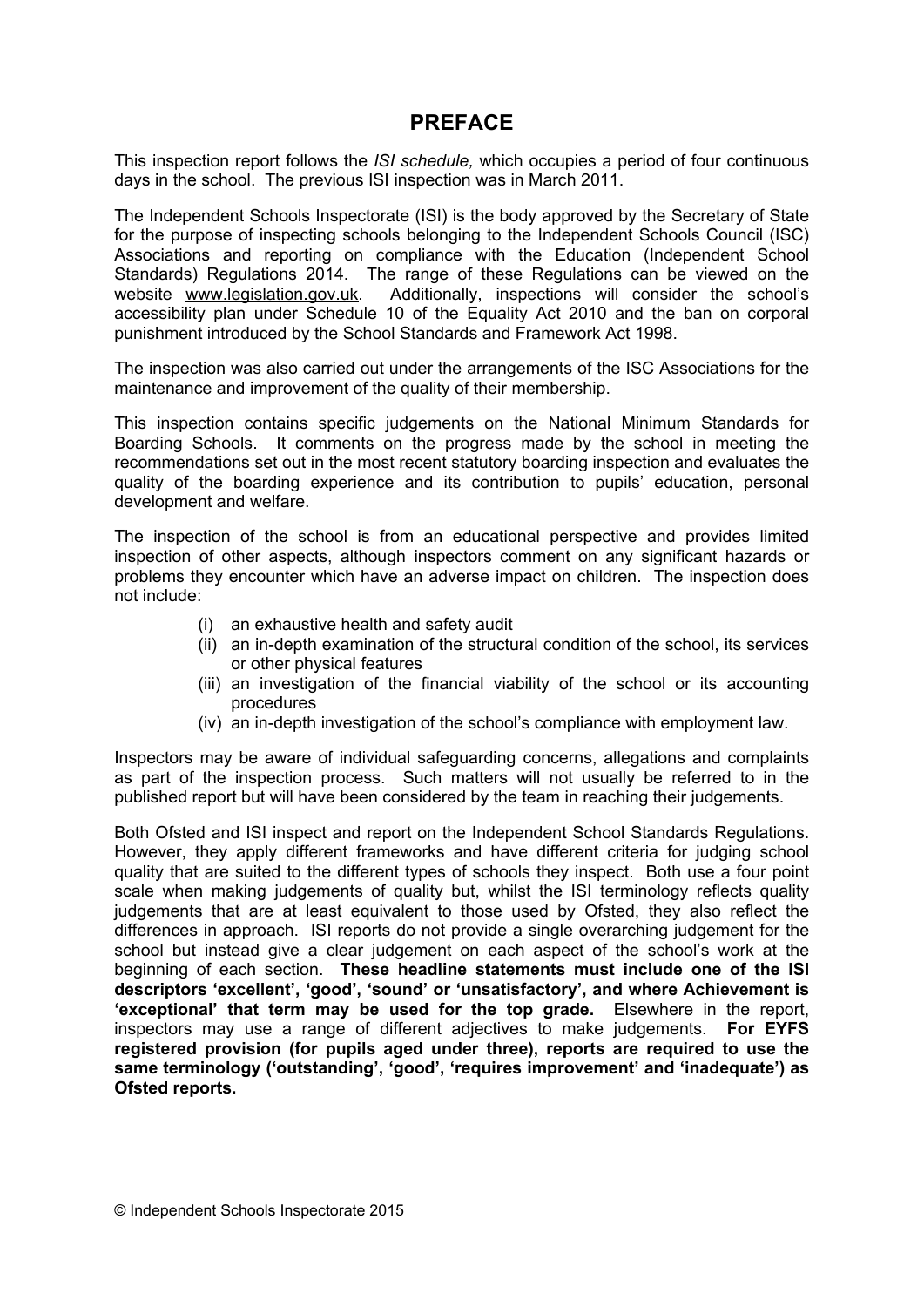# PREFACE

This inspection report follows the *ISI schedule,* which occupies a period of four continuous days in the school. The previous ISI inspection was in March 2011.

The Independent Schools Inspectorate (ISI) is the body approved by the Secretary of State for the purpose of inspecting schools belonging to the Independent Schools Council (ISC) Associations and reporting on compliance with the Education (Independent School Standards) Regulations 2014. The range of these Regulations can be viewed on the website www.legislation.gov.uk. Additionally, inspections will consider the school's accessibility plan under Schedule 10 of the Equality Act 2010 and the ban on corporal punishment introduced by the School Standards and Framework Act 1998.

The inspection was also carried out under the arrangements of the ISC Associations for the maintenance and improvement of the quality of their membership.

This inspection contains specific judgements on the National Minimum Standards for Boarding Schools. It comments on the progress made by the school in meeting the recommendations set out in the most recent statutory boarding inspection and evaluates the quality of the boarding experience and its contribution to pupils' education, personal development and welfare.

The inspection of the school is from an educational perspective and provides limited inspection of other aspects, although inspectors comment on any significant hazards or problems they encounter which have an adverse impact on children. The inspection does not include:

(i) an exhaustive health and safety audit
(ii) an in-depth examination of the structural condition of the school, its services or other physical features
(iii) an investigation of the financial viability of the school or its accounting procedures
(iv) an in-depth investigation of the school's compliance with employment law.

Inspectors may be aware of individual safeguarding concerns, allegations and complaints as part of the inspection process. Such matters will not usually be referred to in the published report but will have been considered by the team in reaching their judgements.

Both Ofsted and ISI inspect and report on the Independent School Standards Regulations. However, they apply different frameworks and have different criteria for judging school quality that are suited to the different types of schools they inspect. Both use a four point scale when making judgements of quality but, whilst the ISI terminology reflects quality judgements that are at least equivalent to those used by Ofsted, they also reflect the differences in approach. ISI reports do not provide a single overarching judgement for the school but instead give a clear judgement on each aspect of the school's work at the beginning of each section. **These headline statements must include one of the ISI descriptors 'excellent', 'good', 'sound' or 'unsatisfactory', and where Achievement is 'exceptional' that term may be used for the top grade.** Elsewhere in the report, inspectors may use a range of different adjectives to make judgements. **For EYFS registered provision (for pupils aged under three), reports are required to use the same terminology ('outstanding', 'good', 'requires improvement' and 'inadequate') as Ofsted reports.**

© Independent Schools Inspectorate 2015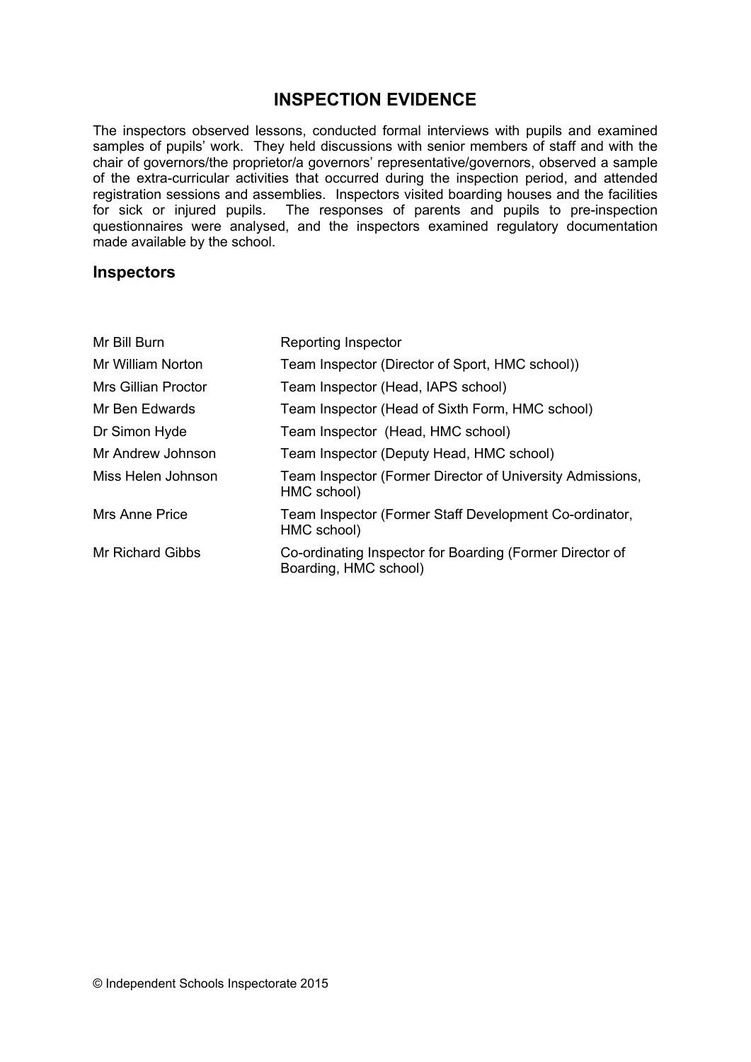# INSPECTION EVIDENCE

The inspectors observed lessons, conducted formal interviews with pupils and examined samples of pupils' work. They held discussions with senior members of staff and with the chair of governors/the proprietor/a governors' representative/governors, observed a sample of the extra-curricular activities that occurred during the inspection period, and attended registration sessions and assemblies. Inspectors visited boarding houses and the facilities for sick or injured pupils. The responses of parents and pupils to pre-inspection questionnaires were analysed, and the inspectors examined regulatory documentation made available by the school.

## Inspectors

| | |
|---|---|
| Mr Bill Burn | Reporting Inspector |
| Mr William Norton | Team Inspector (Director of Sport, HMC school)) |
| Mrs Gillian Proctor | Team Inspector (Head, IAPS school) |
| Mr Ben Edwards | Team Inspector (Head of Sixth Form, HMC school) |
| Dr Simon Hyde | Team Inspector (Head, HMC school) |
| Mr Andrew Johnson | Team Inspector (Deputy Head, HMC school) |
| Miss Helen Johnson | Team Inspector (Former Director of University Admissions, HMC school) |
| Mrs Anne Price | Team Inspector (Former Staff Development Co-ordinator, HMC school) |
| Mr Richard Gibbs | Co-ordinating Inspector for Boarding (Former Director of Boarding, HMC school) |

© Independent Schools Inspectorate 2015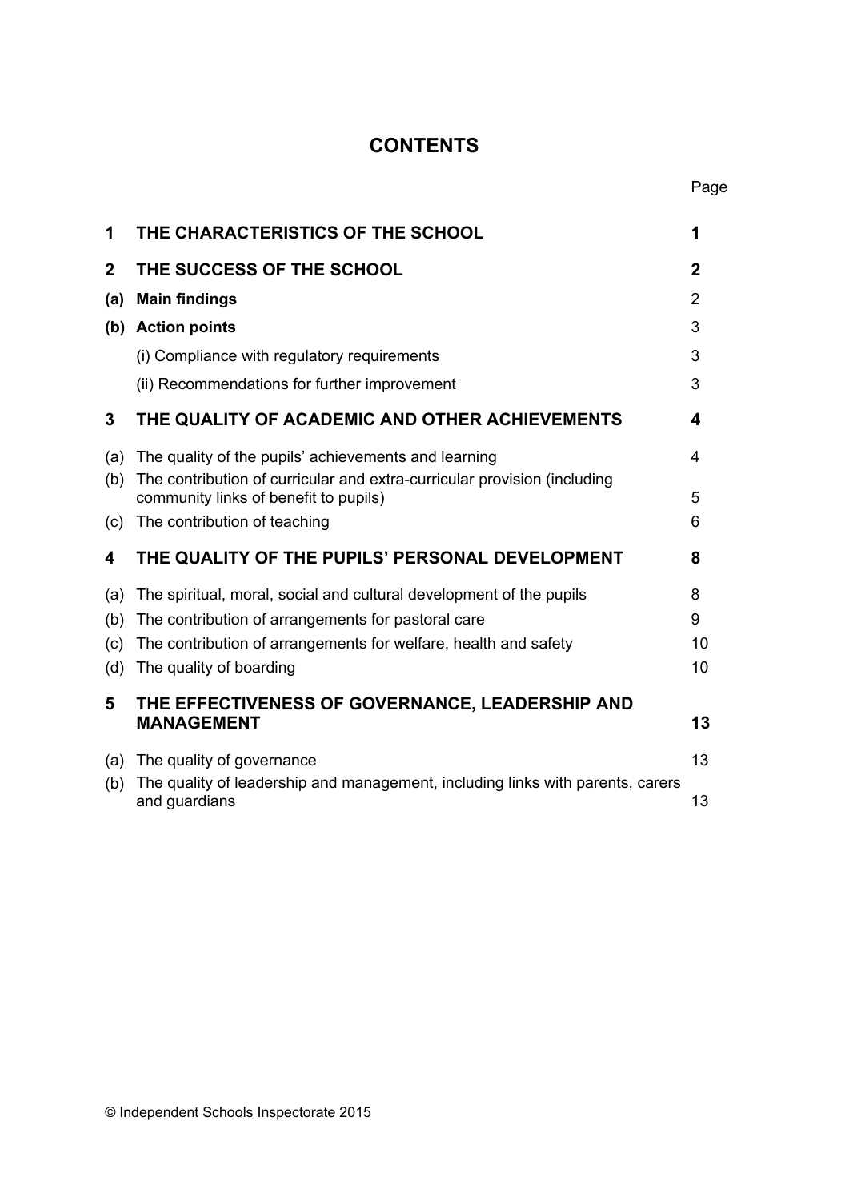# CONTENTS

| | | Page |
|---|---|---|
| **1** | **THE CHARACTERISTICS OF THE SCHOOL** | **1** |
| **2** | **THE SUCCESS OF THE SCHOOL** | **2** |
| **(a)** | **Main findings** | 2 |
| **(b)** | **Action points** | 3 |
| | (i) Compliance with regulatory requirements | 3 |
| | (ii) Recommendations for further improvement | 3 |
| **3** | **THE QUALITY OF ACADEMIC AND OTHER ACHIEVEMENTS** | **4** |
| (a) | The quality of the pupils' achievements and learning | 4 |
| (b) | The contribution of curricular and extra-curricular provision (including community links of benefit to pupils) | 5 |
| (c) | The contribution of teaching | 6 |
| **4** | **THE QUALITY OF THE PUPILS' PERSONAL DEVELOPMENT** | **8** |
| (a) | The spiritual, moral, social and cultural development of the pupils | 8 |
| (b) | The contribution of arrangements for pastoral care | 9 |
| (c) | The contribution of arrangements for welfare, health and safety | 10 |
| (d) | The quality of boarding | 10 |
| **5** | **THE EFFECTIVENESS OF GOVERNANCE, LEADERSHIP AND MANAGEMENT** | **13** |
| (a) | The quality of governance | 13 |
| (b) | The quality of leadership and management, including links with parents, carers and guardians | 13 |

© Independent Schools Inspectorate 2015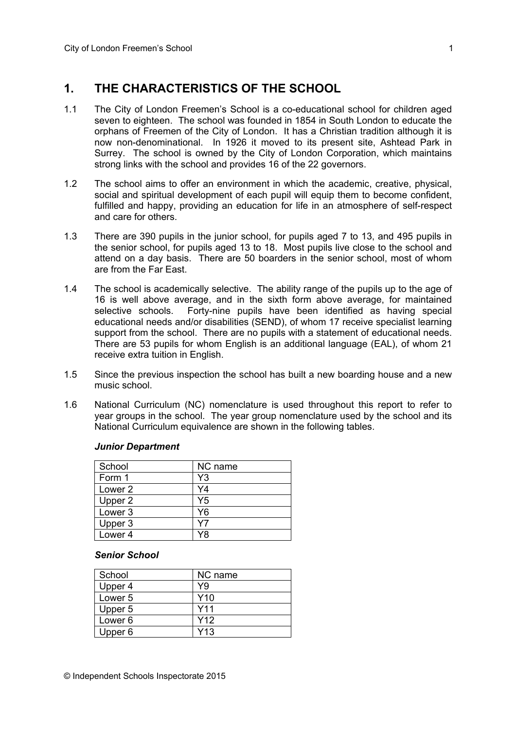## 1. THE CHARACTERISTICS OF THE SCHOOL

1.1 The City of London Freemen's School is a co-educational school for children aged seven to eighteen. The school was founded in 1854 in South London to educate the orphans of Freemen of the City of London. It has a Christian tradition although it is now non-denominational. In 1926 it moved to its present site, Ashtead Park in Surrey. The school is owned by the City of London Corporation, which maintains strong links with the school and provides 16 of the 22 governors.

1.2 The school aims to offer an environment in which the academic, creative, physical, social and spiritual development of each pupil will equip them to become confident, fulfilled and happy, providing an education for life in an atmosphere of self-respect and care for others.

1.3 There are 390 pupils in the junior school, for pupils aged 7 to 13, and 495 pupils in the senior school, for pupils aged 13 to 18. Most pupils live close to the school and attend on a day basis. There are 50 boarders in the senior school, most of whom are from the Far East.

1.4 The school is academically selective. The ability range of the pupils up to the age of 16 is well above average, and in the sixth form above average, for maintained selective schools. Forty-nine pupils have been identified as having special educational needs and/or disabilities (SEND), of whom 17 receive specialist learning support from the school. There are no pupils with a statement of educational needs. There are 53 pupils for whom English is an additional language (EAL), of whom 21 receive extra tuition in English.

1.5 Since the previous inspection the school has built a new boarding house and a new music school.

1.6 National Curriculum (NC) nomenclature is used throughout this report to refer to year groups in the school. The year group nomenclature used by the school and its National Curriculum equivalence are shown in the following tables.

***Junior Department***

| School | NC name |
|---|---|
| Form 1 | Y3 |
| Lower 2 | Y4 |
| Upper 2 | Y5 |
| Lower 3 | Y6 |
| Upper 3 | Y7 |
| Lower 4 | Y8 |

***Senior School***

| School | NC name |
|---|---|
| Upper 4 | Y9 |
| Lower 5 | Y10 |
| Upper 5 | Y11 |
| Lower 6 | Y12 |
| Upper 6 | Y13 |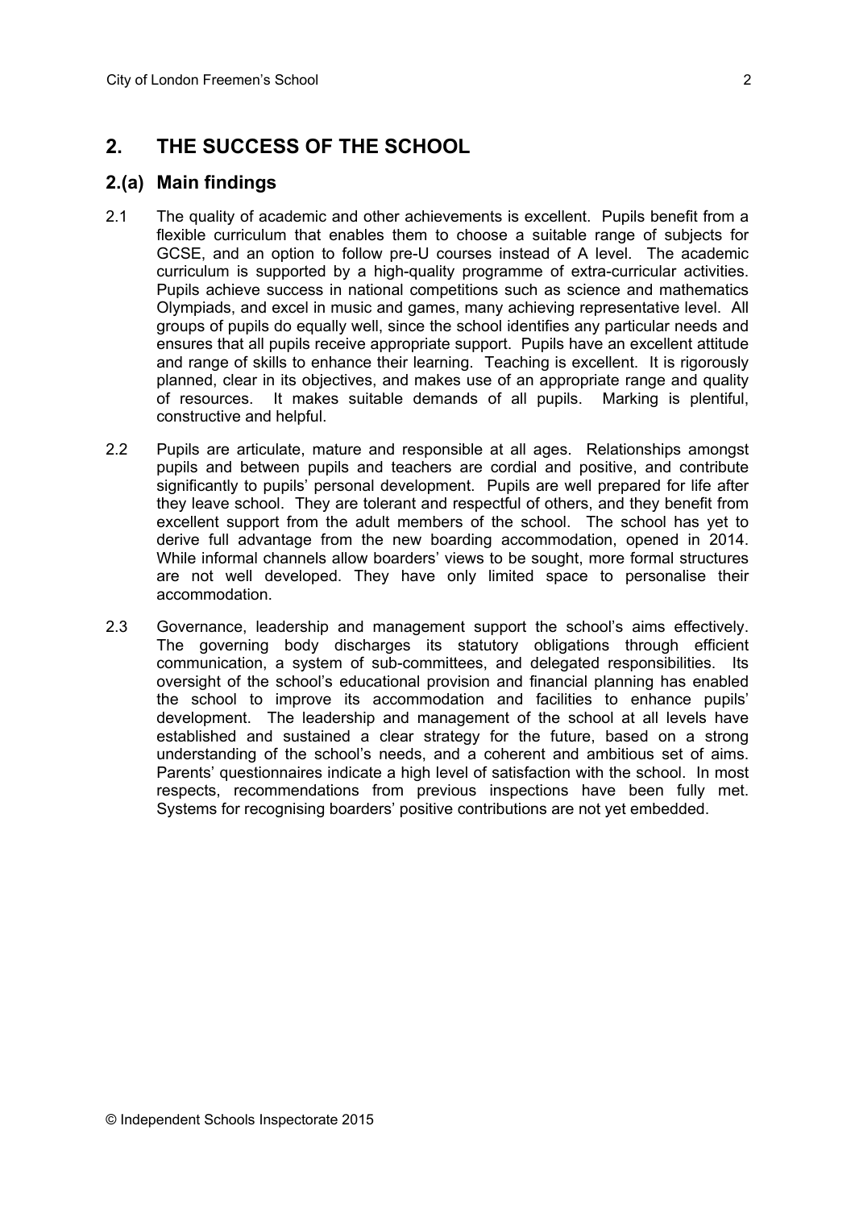## 2. THE SUCCESS OF THE SCHOOL

### 2.(a) Main findings

2.1 The quality of academic and other achievements is excellent. Pupils benefit from a flexible curriculum that enables them to choose a suitable range of subjects for GCSE, and an option to follow pre-U courses instead of A level. The academic curriculum is supported by a high-quality programme of extra-curricular activities. Pupils achieve success in national competitions such as science and mathematics Olympiads, and excel in music and games, many achieving representative level. All groups of pupils do equally well, since the school identifies any particular needs and ensures that all pupils receive appropriate support. Pupils have an excellent attitude and range of skills to enhance their learning. Teaching is excellent. It is rigorously planned, clear in its objectives, and makes use of an appropriate range and quality of resources. It makes suitable demands of all pupils. Marking is plentiful, constructive and helpful.

2.2 Pupils are articulate, mature and responsible at all ages. Relationships amongst pupils and between pupils and teachers are cordial and positive, and contribute significantly to pupils' personal development. Pupils are well prepared for life after they leave school. They are tolerant and respectful of others, and they benefit from excellent support from the adult members of the school. The school has yet to derive full advantage from the new boarding accommodation, opened in 2014. While informal channels allow boarders' views to be sought, more formal structures are not well developed. They have only limited space to personalise their accommodation.

2.3 Governance, leadership and management support the school's aims effectively. The governing body discharges its statutory obligations through efficient communication, a system of sub-committees, and delegated responsibilities. Its oversight of the school's educational provision and financial planning has enabled the school to improve its accommodation and facilities to enhance pupils' development. The leadership and management of the school at all levels have established and sustained a clear strategy for the future, based on a strong understanding of the school's needs, and a coherent and ambitious set of aims. Parents' questionnaires indicate a high level of satisfaction with the school. In most respects, recommendations from previous inspections have been fully met. Systems for recognising boarders' positive contributions are not yet embedded.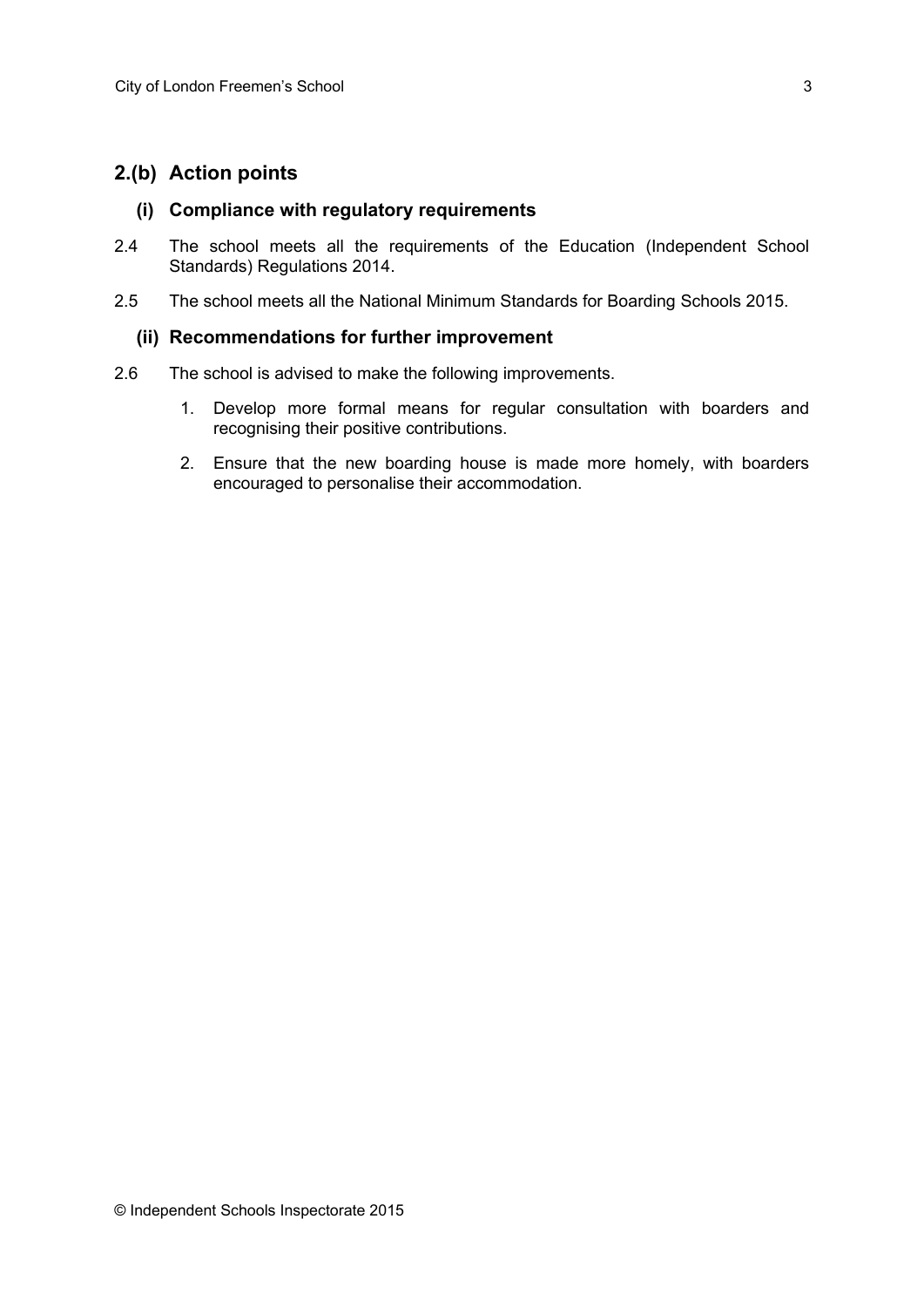## 2.(b) Action points

### (i) Compliance with regulatory requirements

2.4 The school meets all the requirements of the Education (Independent School Standards) Regulations 2014.

2.5 The school meets all the National Minimum Standards for Boarding Schools 2015.

### (ii) Recommendations for further improvement

2.6 The school is advised to make the following improvements.

1. Develop more formal means for regular consultation with boarders and recognising their positive contributions.
2. Ensure that the new boarding house is made more homely, with boarders encouraged to personalise their accommodation.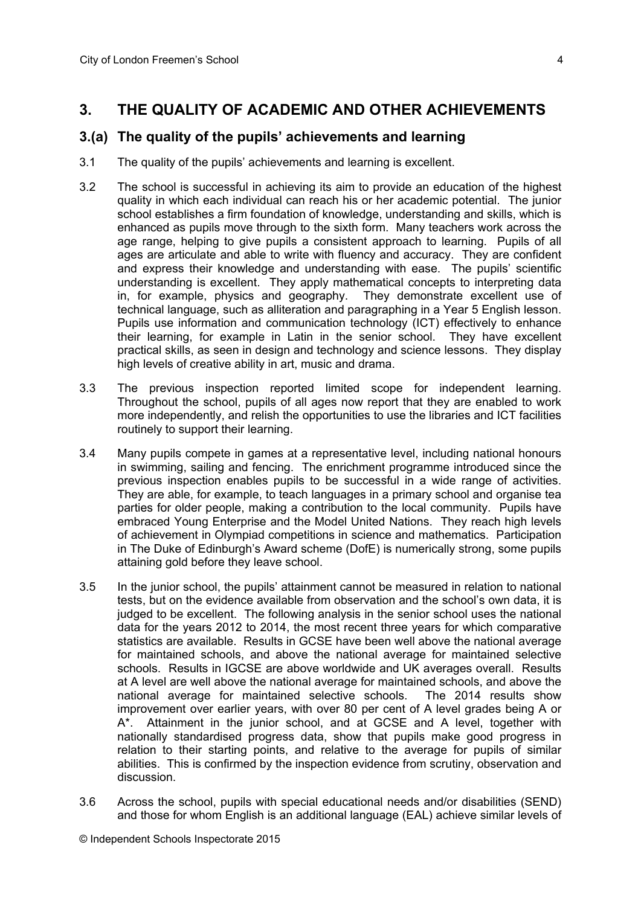## 3. THE QUALITY OF ACADEMIC AND OTHER ACHIEVEMENTS

### 3.(a) The quality of the pupils' achievements and learning

3.1 The quality of the pupils' achievements and learning is excellent.

3.2 The school is successful in achieving its aim to provide an education of the highest quality in which each individual can reach his or her academic potential. The junior school establishes a firm foundation of knowledge, understanding and skills, which is enhanced as pupils move through to the sixth form. Many teachers work across the age range, helping to give pupils a consistent approach to learning. Pupils of all ages are articulate and able to write with fluency and accuracy. They are confident and express their knowledge and understanding with ease. The pupils' scientific understanding is excellent. They apply mathematical concepts to interpreting data in, for example, physics and geography. They demonstrate excellent use of technical language, such as alliteration and paragraphing in a Year 5 English lesson. Pupils use information and communication technology (ICT) effectively to enhance their learning, for example in Latin in the senior school. They have excellent practical skills, as seen in design and technology and science lessons. They display high levels of creative ability in art, music and drama.

3.3 The previous inspection reported limited scope for independent learning. Throughout the school, pupils of all ages now report that they are enabled to work more independently, and relish the opportunities to use the libraries and ICT facilities routinely to support their learning.

3.4 Many pupils compete in games at a representative level, including national honours in swimming, sailing and fencing. The enrichment programme introduced since the previous inspection enables pupils to be successful in a wide range of activities. They are able, for example, to teach languages in a primary school and organise tea parties for older people, making a contribution to the local community. Pupils have embraced Young Enterprise and the Model United Nations. They reach high levels of achievement in Olympiad competitions in science and mathematics. Participation in The Duke of Edinburgh's Award scheme (DofE) is numerically strong, some pupils attaining gold before they leave school.

3.5 In the junior school, the pupils' attainment cannot be measured in relation to national tests, but on the evidence available from observation and the school's own data, it is judged to be excellent. The following analysis in the senior school uses the national data for the years 2012 to 2014, the most recent three years for which comparative statistics are available. Results in GCSE have been well above the national average for maintained schools, and above the national average for maintained selective schools. Results in IGCSE are above worldwide and UK averages overall. Results at A level are well above the national average for maintained schools, and above the national average for maintained selective schools. The 2014 results show improvement over earlier years, with over 80 per cent of A level grades being A or A*. Attainment in the junior school, and at GCSE and A level, together with nationally standardised progress data, show that pupils make good progress in relation to their starting points, and relative to the average for pupils of similar abilities. This is confirmed by the inspection evidence from scrutiny, observation and discussion.

3.6 Across the school, pupils with special educational needs and/or disabilities (SEND) and those for whom English is an additional language (EAL) achieve similar levels of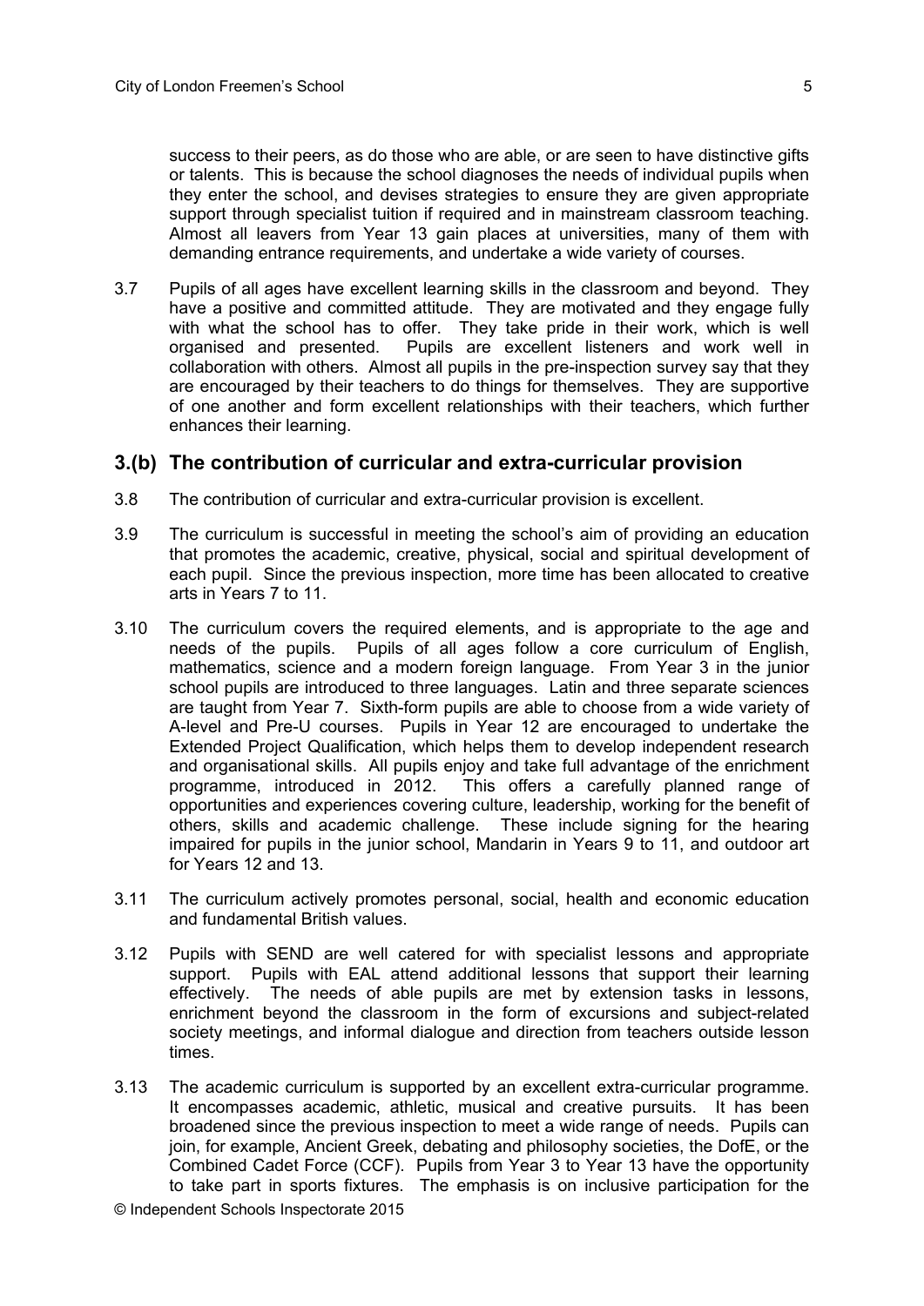success to their peers, as do those who are able, or are seen to have distinctive gifts or talents. This is because the school diagnoses the needs of individual pupils when they enter the school, and devises strategies to ensure they are given appropriate support through specialist tuition if required and in mainstream classroom teaching. Almost all leavers from Year 13 gain places at universities, many of them with demanding entrance requirements, and undertake a wide variety of courses.

3.7 Pupils of all ages have excellent learning skills in the classroom and beyond. They have a positive and committed attitude. They are motivated and they engage fully with what the school has to offer. They take pride in their work, which is well organised and presented. Pupils are excellent listeners and work well in collaboration with others. Almost all pupils in the pre-inspection survey say that they are encouraged by their teachers to do things for themselves. They are supportive of one another and form excellent relationships with their teachers, which further enhances their learning.

## 3.(b) The contribution of curricular and extra-curricular provision

3.8 The contribution of curricular and extra-curricular provision is excellent.

3.9 The curriculum is successful in meeting the school's aim of providing an education that promotes the academic, creative, physical, social and spiritual development of each pupil. Since the previous inspection, more time has been allocated to creative arts in Years 7 to 11.

3.10 The curriculum covers the required elements, and is appropriate to the age and needs of the pupils. Pupils of all ages follow a core curriculum of English, mathematics, science and a modern foreign language. From Year 3 in the junior school pupils are introduced to three languages. Latin and three separate sciences are taught from Year 7. Sixth-form pupils are able to choose from a wide variety of A-level and Pre-U courses. Pupils in Year 12 are encouraged to undertake the Extended Project Qualification, which helps them to develop independent research and organisational skills. All pupils enjoy and take full advantage of the enrichment programme, introduced in 2012. This offers a carefully planned range of opportunities and experiences covering culture, leadership, working for the benefit of others, skills and academic challenge. These include signing for the hearing impaired for pupils in the junior school, Mandarin in Years 9 to 11, and outdoor art for Years 12 and 13.

3.11 The curriculum actively promotes personal, social, health and economic education and fundamental British values.

3.12 Pupils with SEND are well catered for with specialist lessons and appropriate support. Pupils with EAL attend additional lessons that support their learning effectively. The needs of able pupils are met by extension tasks in lessons, enrichment beyond the classroom in the form of excursions and subject-related society meetings, and informal dialogue and direction from teachers outside lesson times.

3.13 The academic curriculum is supported by an excellent extra-curricular programme. It encompasses academic, athletic, musical and creative pursuits. It has been broadened since the previous inspection to meet a wide range of needs. Pupils can join, for example, Ancient Greek, debating and philosophy societies, the DofE, or the Combined Cadet Force (CCF). Pupils from Year 3 to Year 13 have the opportunity to take part in sports fixtures. The emphasis is on inclusive participation for the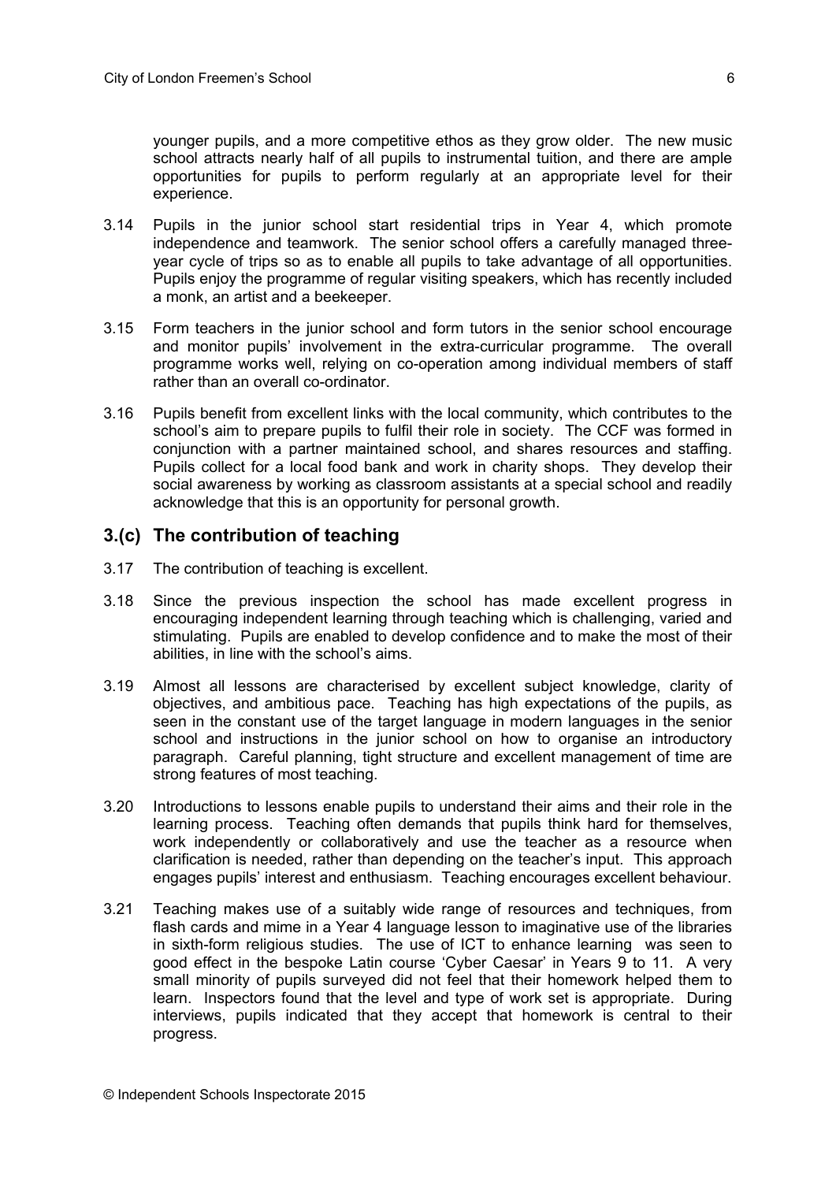younger pupils, and a more competitive ethos as they grow older. The new music school attracts nearly half of all pupils to instrumental tuition, and there are ample opportunities for pupils to perform regularly at an appropriate level for their experience.

3.14 Pupils in the junior school start residential trips in Year 4, which promote independence and teamwork. The senior school offers a carefully managed three-year cycle of trips so as to enable all pupils to take advantage of all opportunities. Pupils enjoy the programme of regular visiting speakers, which has recently included a monk, an artist and a beekeeper.

3.15 Form teachers in the junior school and form tutors in the senior school encourage and monitor pupils' involvement in the extra-curricular programme. The overall programme works well, relying on co-operation among individual members of staff rather than an overall co-ordinator.

3.16 Pupils benefit from excellent links with the local community, which contributes to the school's aim to prepare pupils to fulfil their role in society. The CCF was formed in conjunction with a partner maintained school, and shares resources and staffing. Pupils collect for a local food bank and work in charity shops. They develop their social awareness by working as classroom assistants at a special school and readily acknowledge that this is an opportunity for personal growth.

## 3.(c) The contribution of teaching

3.17 The contribution of teaching is excellent.

3.18 Since the previous inspection the school has made excellent progress in encouraging independent learning through teaching which is challenging, varied and stimulating. Pupils are enabled to develop confidence and to make the most of their abilities, in line with the school's aims.

3.19 Almost all lessons are characterised by excellent subject knowledge, clarity of objectives, and ambitious pace. Teaching has high expectations of the pupils, as seen in the constant use of the target language in modern languages in the senior school and instructions in the junior school on how to organise an introductory paragraph. Careful planning, tight structure and excellent management of time are strong features of most teaching.

3.20 Introductions to lessons enable pupils to understand their aims and their role in the learning process. Teaching often demands that pupils think hard for themselves, work independently or collaboratively and use the teacher as a resource when clarification is needed, rather than depending on the teacher's input. This approach engages pupils' interest and enthusiasm. Teaching encourages excellent behaviour.

3.21 Teaching makes use of a suitably wide range of resources and techniques, from flash cards and mime in a Year 4 language lesson to imaginative use of the libraries in sixth-form religious studies. The use of ICT to enhance learning was seen to good effect in the bespoke Latin course 'Cyber Caesar' in Years 9 to 11. A very small minority of pupils surveyed did not feel that their homework helped them to learn. Inspectors found that the level and type of work set is appropriate. During interviews, pupils indicated that they accept that homework is central to their progress.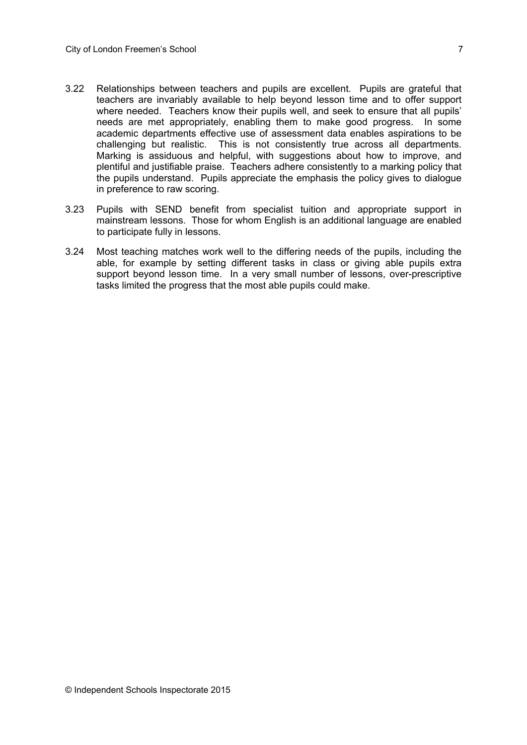3.22 Relationships between teachers and pupils are excellent. Pupils are grateful that teachers are invariably available to help beyond lesson time and to offer support where needed. Teachers know their pupils well, and seek to ensure that all pupils' needs are met appropriately, enabling them to make good progress. In some academic departments effective use of assessment data enables aspirations to be challenging but realistic. This is not consistently true across all departments. Marking is assiduous and helpful, with suggestions about how to improve, and plentiful and justifiable praise. Teachers adhere consistently to a marking policy that the pupils understand. Pupils appreciate the emphasis the policy gives to dialogue in preference to raw scoring.

3.23 Pupils with SEND benefit from specialist tuition and appropriate support in mainstream lessons. Those for whom English is an additional language are enabled to participate fully in lessons.

3.24 Most teaching matches work well to the differing needs of the pupils, including the able, for example by setting different tasks in class or giving able pupils extra support beyond lesson time. In a very small number of lessons, over-prescriptive tasks limited the progress that the most able pupils could make.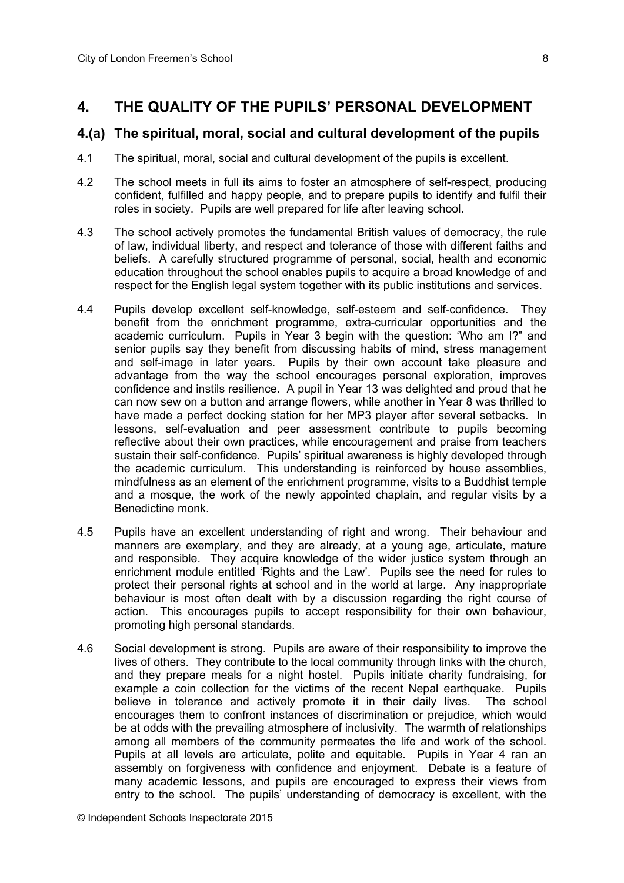## 4. THE QUALITY OF THE PUPILS' PERSONAL DEVELOPMENT

### 4.(a) The spiritual, moral, social and cultural development of the pupils

4.1 The spiritual, moral, social and cultural development of the pupils is excellent.

4.2 The school meets in full its aims to foster an atmosphere of self-respect, producing confident, fulfilled and happy people, and to prepare pupils to identify and fulfil their roles in society. Pupils are well prepared for life after leaving school.

4.3 The school actively promotes the fundamental British values of democracy, the rule of law, individual liberty, and respect and tolerance of those with different faiths and beliefs. A carefully structured programme of personal, social, health and economic education throughout the school enables pupils to acquire a broad knowledge of and respect for the English legal system together with its public institutions and services.

4.4 Pupils develop excellent self-knowledge, self-esteem and self-confidence. They benefit from the enrichment programme, extra-curricular opportunities and the academic curriculum. Pupils in Year 3 begin with the question: 'Who am I?" and senior pupils say they benefit from discussing habits of mind, stress management and self-image in later years. Pupils by their own account take pleasure and advantage from the way the school encourages personal exploration, improves confidence and instils resilience. A pupil in Year 13 was delighted and proud that he can now sew on a button and arrange flowers, while another in Year 8 was thrilled to have made a perfect docking station for her MP3 player after several setbacks. In lessons, self-evaluation and peer assessment contribute to pupils becoming reflective about their own practices, while encouragement and praise from teachers sustain their self-confidence. Pupils' spiritual awareness is highly developed through the academic curriculum. This understanding is reinforced by house assemblies, mindfulness as an element of the enrichment programme, visits to a Buddhist temple and a mosque, the work of the newly appointed chaplain, and regular visits by a Benedictine monk.

4.5 Pupils have an excellent understanding of right and wrong. Their behaviour and manners are exemplary, and they are already, at a young age, articulate, mature and responsible. They acquire knowledge of the wider justice system through an enrichment module entitled 'Rights and the Law'. Pupils see the need for rules to protect their personal rights at school and in the world at large. Any inappropriate behaviour is most often dealt with by a discussion regarding the right course of action. This encourages pupils to accept responsibility for their own behaviour, promoting high personal standards.

4.6 Social development is strong. Pupils are aware of their responsibility to improve the lives of others. They contribute to the local community through links with the church, and they prepare meals for a night hostel. Pupils initiate charity fundraising, for example a coin collection for the victims of the recent Nepal earthquake. Pupils believe in tolerance and actively promote it in their daily lives. The school encourages them to confront instances of discrimination or prejudice, which would be at odds with the prevailing atmosphere of inclusivity. The warmth of relationships among all members of the community permeates the life and work of the school. Pupils at all levels are articulate, polite and equitable. Pupils in Year 4 ran an assembly on forgiveness with confidence and enjoyment. Debate is a feature of many academic lessons, and pupils are encouraged to express their views from entry to the school. The pupils' understanding of democracy is excellent, with the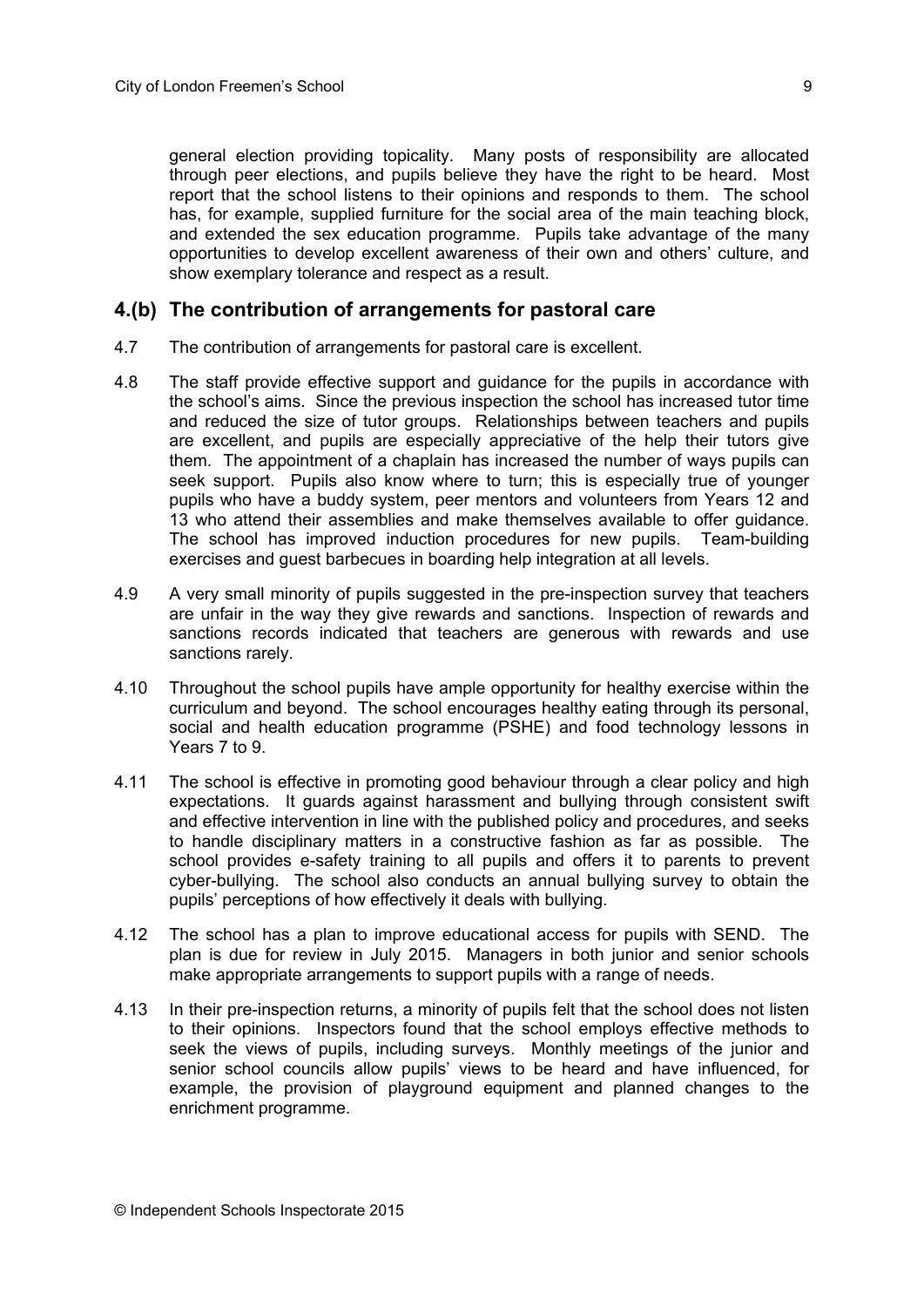general election providing topicality. Many posts of responsibility are allocated through peer elections, and pupils believe they have the right to be heard. Most report that the school listens to their opinions and responds to them. The school has, for example, supplied furniture for the social area of the main teaching block, and extended the sex education programme. Pupils take advantage of the many opportunities to develop excellent awareness of their own and others' culture, and show exemplary tolerance and respect as a result.

## 4.(b) The contribution of arrangements for pastoral care

4.7 The contribution of arrangements for pastoral care is excellent.

4.8 The staff provide effective support and guidance for the pupils in accordance with the school's aims. Since the previous inspection the school has increased tutor time and reduced the size of tutor groups. Relationships between teachers and pupils are excellent, and pupils are especially appreciative of the help their tutors give them. The appointment of a chaplain has increased the number of ways pupils can seek support. Pupils also know where to turn; this is especially true of younger pupils who have a buddy system, peer mentors and volunteers from Years 12 and 13 who attend their assemblies and make themselves available to offer guidance. The school has improved induction procedures for new pupils. Team-building exercises and guest barbecues in boarding help integration at all levels.

4.9 A very small minority of pupils suggested in the pre-inspection survey that teachers are unfair in the way they give rewards and sanctions. Inspection of rewards and sanctions records indicated that teachers are generous with rewards and use sanctions rarely.

4.10 Throughout the school pupils have ample opportunity for healthy exercise within the curriculum and beyond. The school encourages healthy eating through its personal, social and health education programme (PSHE) and food technology lessons in Years 7 to 9.

4.11 The school is effective in promoting good behaviour through a clear policy and high expectations. It guards against harassment and bullying through consistent swift and effective intervention in line with the published policy and procedures, and seeks to handle disciplinary matters in a constructive fashion as far as possible. The school provides e-safety training to all pupils and offers it to parents to prevent cyber-bullying. The school also conducts an annual bullying survey to obtain the pupils' perceptions of how effectively it deals with bullying.

4.12 The school has a plan to improve educational access for pupils with SEND. The plan is due for review in July 2015. Managers in both junior and senior schools make appropriate arrangements to support pupils with a range of needs.

4.13 In their pre-inspection returns, a minority of pupils felt that the school does not listen to their opinions. Inspectors found that the school employs effective methods to seek the views of pupils, including surveys. Monthly meetings of the junior and senior school councils allow pupils' views to be heard and have influenced, for example, the provision of playground equipment and planned changes to the enrichment programme.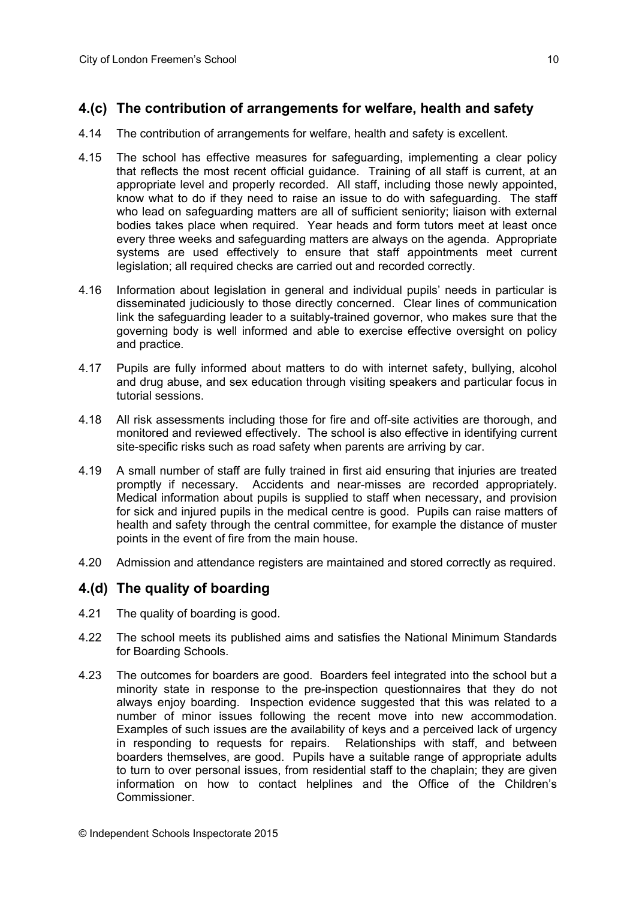## 4.(c) The contribution of arrangements for welfare, health and safety

4.14 The contribution of arrangements for welfare, health and safety is excellent.

4.15 The school has effective measures for safeguarding, implementing a clear policy that reflects the most recent official guidance. Training of all staff is current, at an appropriate level and properly recorded. All staff, including those newly appointed, know what to do if they need to raise an issue to do with safeguarding. The staff who lead on safeguarding matters are all of sufficient seniority; liaison with external bodies takes place when required. Year heads and form tutors meet at least once every three weeks and safeguarding matters are always on the agenda. Appropriate systems are used effectively to ensure that staff appointments meet current legislation; all required checks are carried out and recorded correctly.

4.16 Information about legislation in general and individual pupils' needs in particular is disseminated judiciously to those directly concerned. Clear lines of communication link the safeguarding leader to a suitably-trained governor, who makes sure that the governing body is well informed and able to exercise effective oversight on policy and practice.

4.17 Pupils are fully informed about matters to do with internet safety, bullying, alcohol and drug abuse, and sex education through visiting speakers and particular focus in tutorial sessions.

4.18 All risk assessments including those for fire and off-site activities are thorough, and monitored and reviewed effectively. The school is also effective in identifying current site-specific risks such as road safety when parents are arriving by car.

4.19 A small number of staff are fully trained in first aid ensuring that injuries are treated promptly if necessary. Accidents and near-misses are recorded appropriately. Medical information about pupils is supplied to staff when necessary, and provision for sick and injured pupils in the medical centre is good. Pupils can raise matters of health and safety through the central committee, for example the distance of muster points in the event of fire from the main house.

4.20 Admission and attendance registers are maintained and stored correctly as required.

## 4.(d) The quality of boarding

4.21 The quality of boarding is good.

4.22 The school meets its published aims and satisfies the National Minimum Standards for Boarding Schools.

4.23 The outcomes for boarders are good. Boarders feel integrated into the school but a minority state in response to the pre-inspection questionnaires that they do not always enjoy boarding. Inspection evidence suggested that this was related to a number of minor issues following the recent move into new accommodation. Examples of such issues are the availability of keys and a perceived lack of urgency in responding to requests for repairs. Relationships with staff, and between boarders themselves, are good. Pupils have a suitable range of appropriate adults to turn to over personal issues, from residential staff to the chaplain; they are given information on how to contact helplines and the Office of the Children's Commissioner.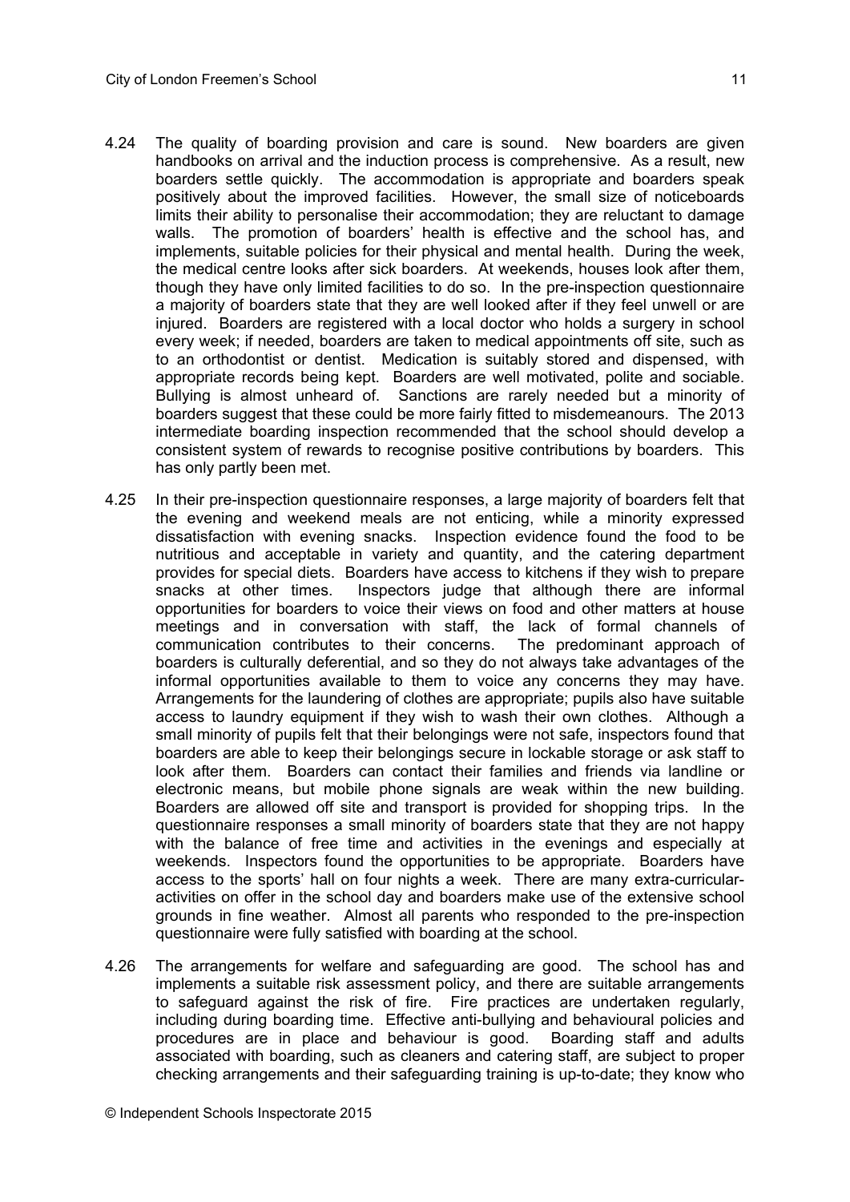4.24 The quality of boarding provision and care is sound. New boarders are given handbooks on arrival and the induction process is comprehensive. As a result, new boarders settle quickly. The accommodation is appropriate and boarders speak positively about the improved facilities. However, the small size of noticeboards limits their ability to personalise their accommodation; they are reluctant to damage walls. The promotion of boarders' health is effective and the school has, and implements, suitable policies for their physical and mental health. During the week, the medical centre looks after sick boarders. At weekends, houses look after them, though they have only limited facilities to do so. In the pre-inspection questionnaire a majority of boarders state that they are well looked after if they feel unwell or are injured. Boarders are registered with a local doctor who holds a surgery in school every week; if needed, boarders are taken to medical appointments off site, such as to an orthodontist or dentist. Medication is suitably stored and dispensed, with appropriate records being kept. Boarders are well motivated, polite and sociable. Bullying is almost unheard of. Sanctions are rarely needed but a minority of boarders suggest that these could be more fairly fitted to misdemeanours. The 2013 intermediate boarding inspection recommended that the school should develop a consistent system of rewards to recognise positive contributions by boarders. This has only partly been met.

4.25 In their pre-inspection questionnaire responses, a large majority of boarders felt that the evening and weekend meals are not enticing, while a minority expressed dissatisfaction with evening snacks. Inspection evidence found the food to be nutritious and acceptable in variety and quantity, and the catering department provides for special diets. Boarders have access to kitchens if they wish to prepare snacks at other times. Inspectors judge that although there are informal opportunities for boarders to voice their views on food and other matters at house meetings and in conversation with staff, the lack of formal channels of communication contributes to their concerns. The predominant approach of boarders is culturally deferential, and so they do not always take advantages of the informal opportunities available to them to voice any concerns they may have. Arrangements for the laundering of clothes are appropriate; pupils also have suitable access to laundry equipment if they wish to wash their own clothes. Although a small minority of pupils felt that their belongings were not safe, inspectors found that boarders are able to keep their belongings secure in lockable storage or ask staff to look after them. Boarders can contact their families and friends via landline or electronic means, but mobile phone signals are weak within the new building. Boarders are allowed off site and transport is provided for shopping trips. In the questionnaire responses a small minority of boarders state that they are not happy with the balance of free time and activities in the evenings and especially at weekends. Inspectors found the opportunities to be appropriate. Boarders have access to the sports' hall on four nights a week. There are many extra-curricular-activities on offer in the school day and boarders make use of the extensive school grounds in fine weather. Almost all parents who responded to the pre-inspection questionnaire were fully satisfied with boarding at the school.

4.26 The arrangements for welfare and safeguarding are good. The school has and implements a suitable risk assessment policy, and there are suitable arrangements to safeguard against the risk of fire. Fire practices are undertaken regularly, including during boarding time. Effective anti-bullying and behavioural policies and procedures are in place and behaviour is good. Boarding staff and adults associated with boarding, such as cleaners and catering staff, are subject to proper checking arrangements and their safeguarding training is up-to-date; they know who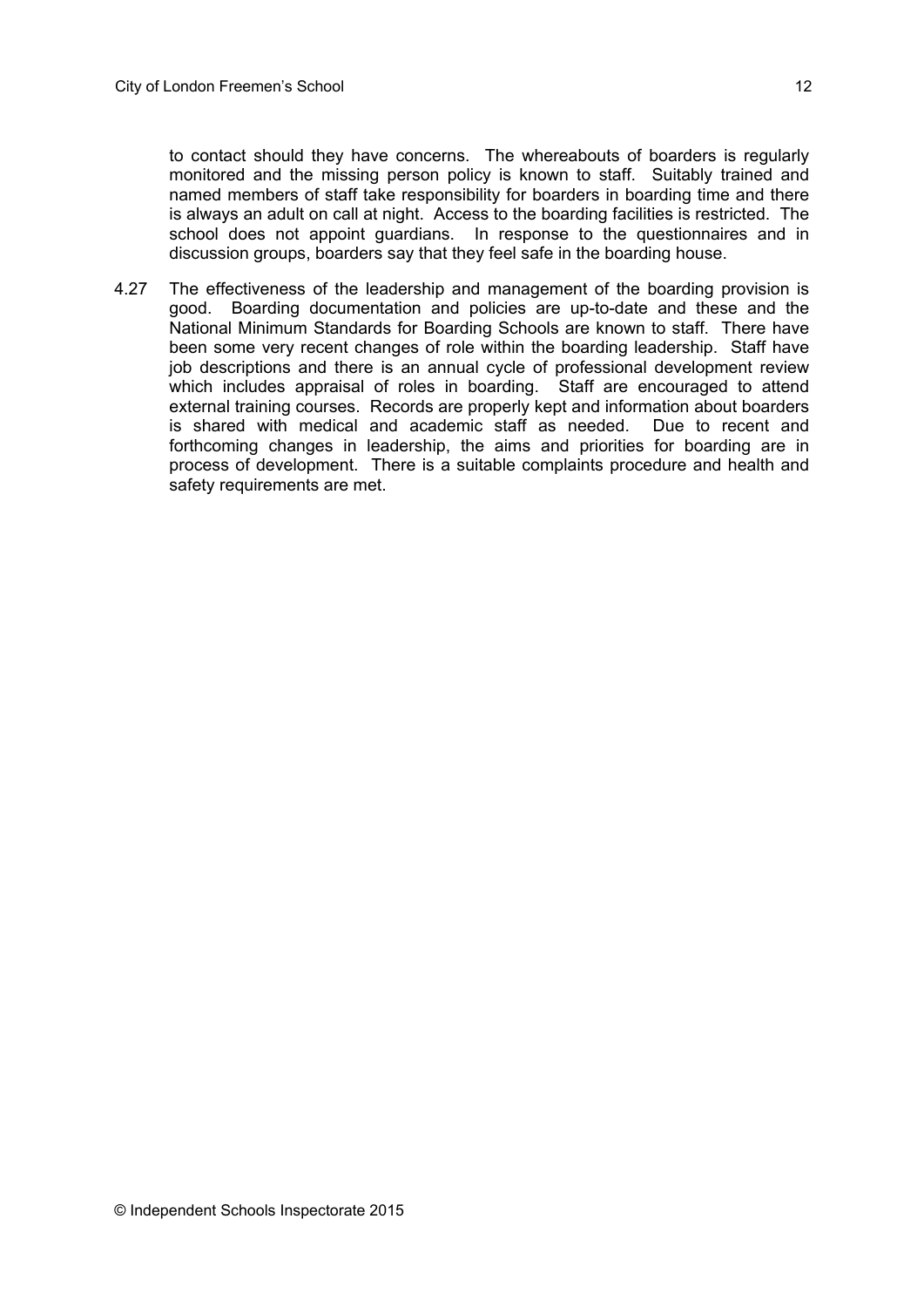to contact should they have concerns. The whereabouts of boarders is regularly monitored and the missing person policy is known to staff. Suitably trained and named members of staff take responsibility for boarders in boarding time and there is always an adult on call at night. Access to the boarding facilities is restricted. The school does not appoint guardians. In response to the questionnaires and in discussion groups, boarders say that they feel safe in the boarding house.

4.27 The effectiveness of the leadership and management of the boarding provision is good. Boarding documentation and policies are up-to-date and these and the National Minimum Standards for Boarding Schools are known to staff. There have been some very recent changes of role within the boarding leadership. Staff have job descriptions and there is an annual cycle of professional development review which includes appraisal of roles in boarding. Staff are encouraged to attend external training courses. Records are properly kept and information about boarders is shared with medical and academic staff as needed. Due to recent and forthcoming changes in leadership, the aims and priorities for boarding are in process of development. There is a suitable complaints procedure and health and safety requirements are met.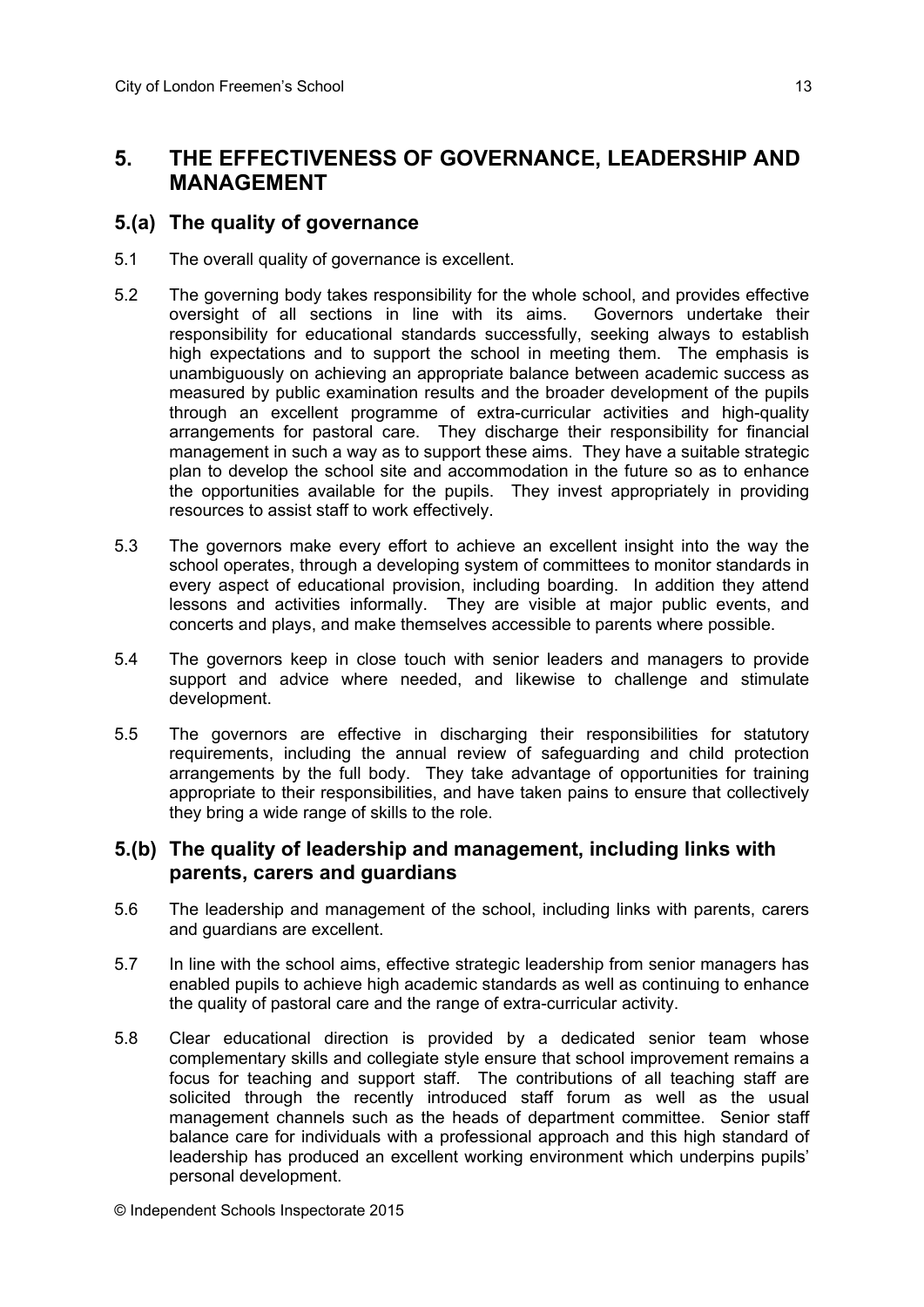## 5. THE EFFECTIVENESS OF GOVERNANCE, LEADERSHIP AND MANAGEMENT

### 5.(a) The quality of governance

5.1 The overall quality of governance is excellent.

5.2 The governing body takes responsibility for the whole school, and provides effective oversight of all sections in line with its aims. Governors undertake their responsibility for educational standards successfully, seeking always to establish high expectations and to support the school in meeting them. The emphasis is unambiguously on achieving an appropriate balance between academic success as measured by public examination results and the broader development of the pupils through an excellent programme of extra-curricular activities and high-quality arrangements for pastoral care. They discharge their responsibility for financial management in such a way as to support these aims. They have a suitable strategic plan to develop the school site and accommodation in the future so as to enhance the opportunities available for the pupils. They invest appropriately in providing resources to assist staff to work effectively.

5.3 The governors make every effort to achieve an excellent insight into the way the school operates, through a developing system of committees to monitor standards in every aspect of educational provision, including boarding. In addition they attend lessons and activities informally. They are visible at major public events, and concerts and plays, and make themselves accessible to parents where possible.

5.4 The governors keep in close touch with senior leaders and managers to provide support and advice where needed, and likewise to challenge and stimulate development.

5.5 The governors are effective in discharging their responsibilities for statutory requirements, including the annual review of safeguarding and child protection arrangements by the full body. They take advantage of opportunities for training appropriate to their responsibilities, and have taken pains to ensure that collectively they bring a wide range of skills to the role.

### 5.(b) The quality of leadership and management, including links with parents, carers and guardians

5.6 The leadership and management of the school, including links with parents, carers and guardians are excellent.

5.7 In line with the school aims, effective strategic leadership from senior managers has enabled pupils to achieve high academic standards as well as continuing to enhance the quality of pastoral care and the range of extra-curricular activity.

5.8 Clear educational direction is provided by a dedicated senior team whose complementary skills and collegiate style ensure that school improvement remains a focus for teaching and support staff. The contributions of all teaching staff are solicited through the recently introduced staff forum as well as the usual management channels such as the heads of department committee. Senior staff balance care for individuals with a professional approach and this high standard of leadership has produced an excellent working environment which underpins pupils' personal development.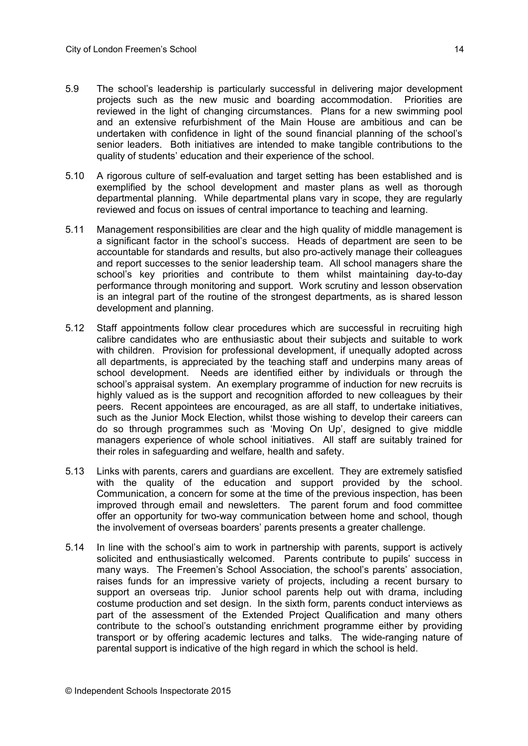5.9 The school's leadership is particularly successful in delivering major development projects such as the new music and boarding accommodation. Priorities are reviewed in the light of changing circumstances. Plans for a new swimming pool and an extensive refurbishment of the Main House are ambitious and can be undertaken with confidence in light of the sound financial planning of the school's senior leaders. Both initiatives are intended to make tangible contributions to the quality of students' education and their experience of the school.

5.10 A rigorous culture of self-evaluation and target setting has been established and is exemplified by the school development and master plans as well as thorough departmental planning. While departmental plans vary in scope, they are regularly reviewed and focus on issues of central importance to teaching and learning.

5.11 Management responsibilities are clear and the high quality of middle management is a significant factor in the school's success. Heads of department are seen to be accountable for standards and results, but also pro-actively manage their colleagues and report successes to the senior leadership team. All school managers share the school's key priorities and contribute to them whilst maintaining day-to-day performance through monitoring and support. Work scrutiny and lesson observation is an integral part of the routine of the strongest departments, as is shared lesson development and planning.

5.12 Staff appointments follow clear procedures which are successful in recruiting high calibre candidates who are enthusiastic about their subjects and suitable to work with children. Provision for professional development, if unequally adopted across all departments, is appreciated by the teaching staff and underpins many areas of school development. Needs are identified either by individuals or through the school's appraisal system. An exemplary programme of induction for new recruits is highly valued as is the support and recognition afforded to new colleagues by their peers. Recent appointees are encouraged, as are all staff, to undertake initiatives, such as the Junior Mock Election, whilst those wishing to develop their careers can do so through programmes such as 'Moving On Up', designed to give middle managers experience of whole school initiatives. All staff are suitably trained for their roles in safeguarding and welfare, health and safety.

5.13 Links with parents, carers and guardians are excellent. They are extremely satisfied with the quality of the education and support provided by the school. Communication, a concern for some at the time of the previous inspection, has been improved through email and newsletters. The parent forum and food committee offer an opportunity for two-way communication between home and school, though the involvement of overseas boarders' parents presents a greater challenge.

5.14 In line with the school's aim to work in partnership with parents, support is actively solicited and enthusiastically welcomed. Parents contribute to pupils' success in many ways. The Freemen's School Association, the school's parents' association, raises funds for an impressive variety of projects, including a recent bursary to support an overseas trip. Junior school parents help out with drama, including costume production and set design. In the sixth form, parents conduct interviews as part of the assessment of the Extended Project Qualification and many others contribute to the school's outstanding enrichment programme either by providing transport or by offering academic lectures and talks. The wide-ranging nature of parental support is indicative of the high regard in which the school is held.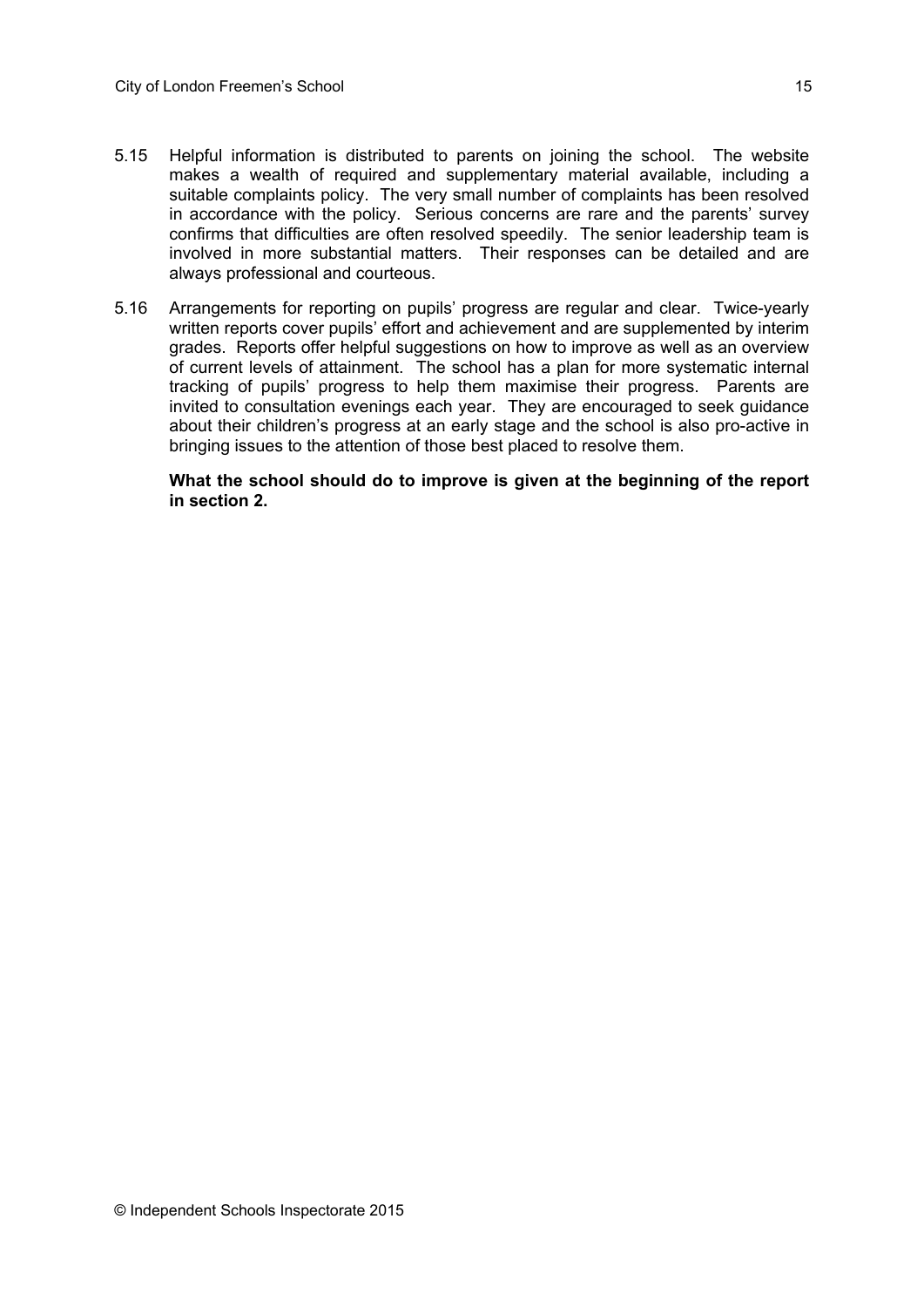5.15 Helpful information is distributed to parents on joining the school. The website makes a wealth of required and supplementary material available, including a suitable complaints policy. The very small number of complaints has been resolved in accordance with the policy. Serious concerns are rare and the parents' survey confirms that difficulties are often resolved speedily. The senior leadership team is involved in more substantial matters. Their responses can be detailed and are always professional and courteous.

5.16 Arrangements for reporting on pupils' progress are regular and clear. Twice-yearly written reports cover pupils' effort and achievement and are supplemented by interim grades. Reports offer helpful suggestions on how to improve as well as an overview of current levels of attainment. The school has a plan for more systematic internal tracking of pupils' progress to help them maximise their progress. Parents are invited to consultation evenings each year. They are encouraged to seek guidance about their children's progress at an early stage and the school is also pro-active in bringing issues to the attention of those best placed to resolve them.

**What the school should do to improve is given at the beginning of the report in section 2.**